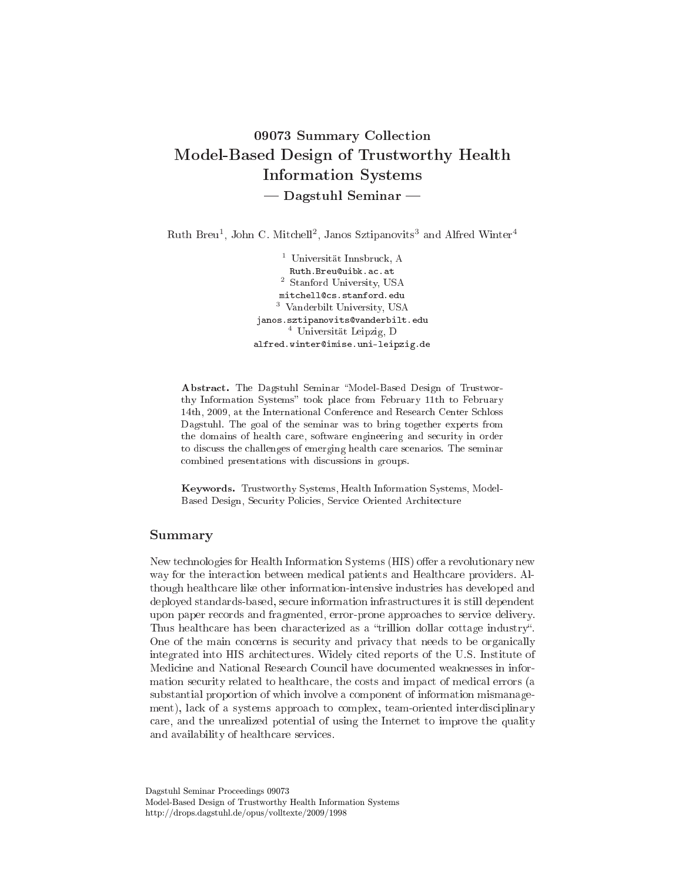# 09073 Summary Collection
# Model-Based Design of Trustworthy Health Information Systems
## — Dagstuhl Seminar —

Ruth Breu[1], John C. Mitchell[2], Janos Sztipanovits[3] and Alfred Winter[4]

[1] Universität Innsbruck, A
Ruth.Breu@uibk.ac.at
[2] Stanford University, USA
mitchell@cs.stanford.edu
[3] Vanderbilt University, USA
janos.sztipanovits@vanderbilt.edu
[4] Universität Leipzig, D
alfred.winter@imise.uni-leipzig.de

**Abstract.** The Dagstuhl Seminar "Model-Based Design of Trustworthy Information Systems" took place from February 11th to February 14th, 2009, at the International Conference and Research Center Schloss Dagstuhl. The goal of the seminar was to bring together experts from the domains of health care, software engineering and security in order to discuss the challenges of emerging health care scenarios. The seminar combined presentations with discussions in groups.

**Keywords.** Trustworthy Systems, Health Information Systems, Model-Based Design, Security Policies, Service Oriented Architecture

## Summary

New technologies for Health Information Systems (HIS) offer a revolutionary new way for the interaction between medical patients and Healthcare providers. Although healthcare like other information-intensive industries has developed and deployed standards-based, secure information infrastructures it is still dependent upon paper records and fragmented, error-prone approaches to service delivery. Thus healthcare has been characterized as a "trillion dollar cottage industry". One of the main concerns is security and privacy that needs to be organically integrated into HIS architectures. Widely cited reports of the U.S. Institute of Medicine and National Research Council have documented weaknesses in information security related to healthcare, the costs and impact of medical errors (a substantial proportion of which involve a component of information mismanagement), lack of a systems approach to complex, team-oriented interdisciplinary care, and the unrealized potential of using the Internet to improve the quality and availability of healthcare services.

Dagstuhl Seminar Proceedings 09073
Model-Based Design of Trustworthy Health Information Systems
http://drops.dagstuhl.de/opus/volltexte/2009/1998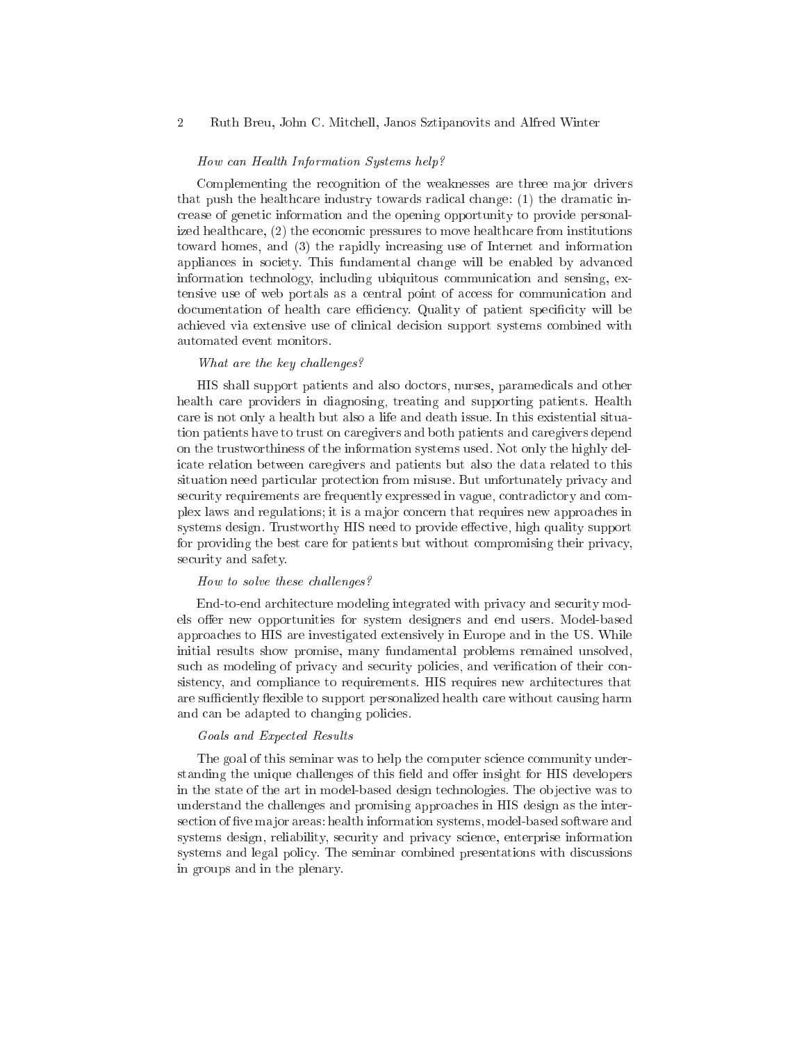*How can Health Information Systems help?*

Complementing the recognition of the weaknesses are three major drivers that push the healthcare industry towards radical change: (1) the dramatic increase of genetic information and the opening opportunity to provide personalized healthcare, (2) the economic pressures to move healthcare from institutions toward homes, and (3) the rapidly increasing use of Internet and information appliances in society. This fundamental change will be enabled by advanced information technology, including ubiquitous communication and sensing, extensive use of web portals as a central point of access for communication and documentation of health care efficiency. Quality of patient specificity will be achieved via extensive use of clinical decision support systems combined with automated event monitors.

*What are the key challenges?*

HIS shall support patients and also doctors, nurses, paramedicals and other health care providers in diagnosing, treating and supporting patients. Health care is not only a health but also a life and death issue. In this existential situation patients have to trust on caregivers and both patients and caregivers depend on the trustworthiness of the information systems used. Not only the highly delicate relation between caregivers and patients but also the data related to this situation need particular protection from misuse. But unfortunately privacy and security requirements are frequently expressed in vague, contradictory and complex laws and regulations; it is a major concern that requires new approaches in systems design. Trustworthy HIS need to provide effective, high quality support for providing the best care for patients but without compromising their privacy, security and safety.

*How to solve these challenges?*

End-to-end architecture modeling integrated with privacy and security models offer new opportunities for system designers and end users. Model-based approaches to HIS are investigated extensively in Europe and in the US. While initial results show promise, many fundamental problems remained unsolved, such as modeling of privacy and security policies, and verification of their consistency, and compliance to requirements. HIS requires new architectures that are sufficiently flexible to support personalized health care without causing harm and can be adapted to changing policies.

*Goals and Expected Results*

The goal of this seminar was to help the computer science community understanding the unique challenges of this field and offer insight for HIS developers in the state of the art in model-based design technologies. The objective was to understand the challenges and promising approaches in HIS design as the intersection of five major areas: health information systems, model-based software and systems design, reliability, security and privacy science, enterprise information systems and legal policy. The seminar combined presentations with discussions in groups and in the plenary.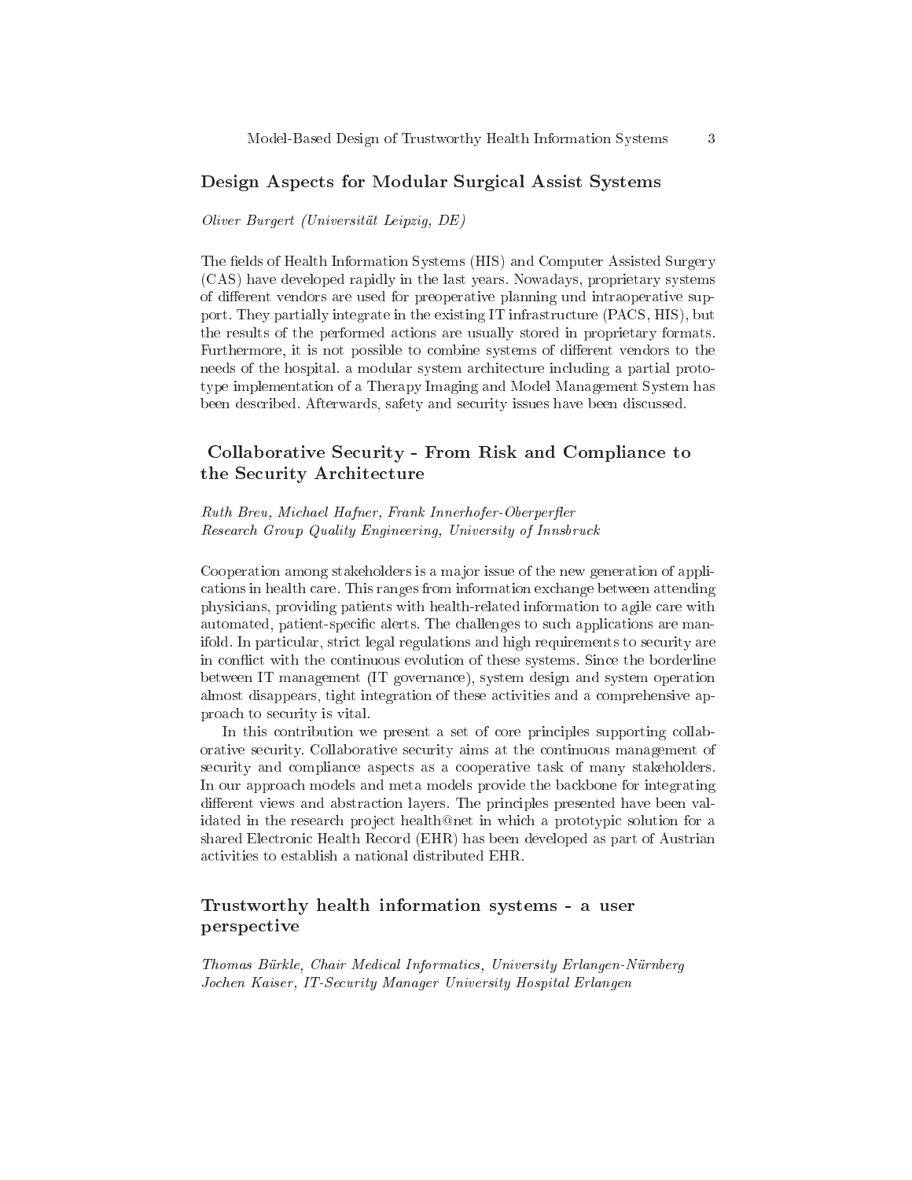## Design Aspects for Modular Surgical Assist Systems

*Oliver Burgert (Universität Leipzig, DE)*

The fields of Health Information Systems (HIS) and Computer Assisted Surgery (CAS) have developed rapidly in the last years. Nowadays, proprietary systems of different vendors are used for preoperative planning und intraoperative support. They partially integrate in the existing IT infrastructure (PACS, HIS), but the results of the performed actions are usually stored in proprietary formats. Furthermore, it is not possible to combine systems of different vendors to the needs of the hospital. a modular system architecture including a partial prototype implementation of a Therapy Imaging and Model Management System has been described. Afterwards, safety and security issues have been discussed.

## Collaborative Security - From Risk and Compliance to the Security Architecture

*Ruth Breu, Michael Hafner, Frank Innerhofer-Oberperfler*
*Research Group Quality Engineering, University of Innsbruck*

Cooperation among stakeholders is a major issue of the new generation of applications in health care. This ranges from information exchange between attending physicians, providing patients with health-related information to agile care with automated, patient-specific alerts. The challenges to such applications are manifold. In particular, strict legal regulations and high requirements to security are in conflict with the continuous evolution of these systems. Since the borderline between IT management (IT governance), system design and system operation almost disappears, tight integration of these activities and a comprehensive approach to security is vital.

In this contribution we present a set of core principles supporting collaborative security. Collaborative security aims at the continuous management of security and compliance aspects as a cooperative task of many stakeholders. In our approach models and meta models provide the backbone for integrating different views and abstraction layers. The principles presented have been validated in the research project health@net in which a prototypic solution for a shared Electronic Health Record (EHR) has been developed as part of Austrian activities to establish a national distributed EHR.

## Trustworthy health information systems - a user perspective

*Thomas Bürkle, Chair Medical Informatics, University Erlangen-Nürnberg*
*Jochen Kaiser, IT-Security Manager University Hospital Erlangen*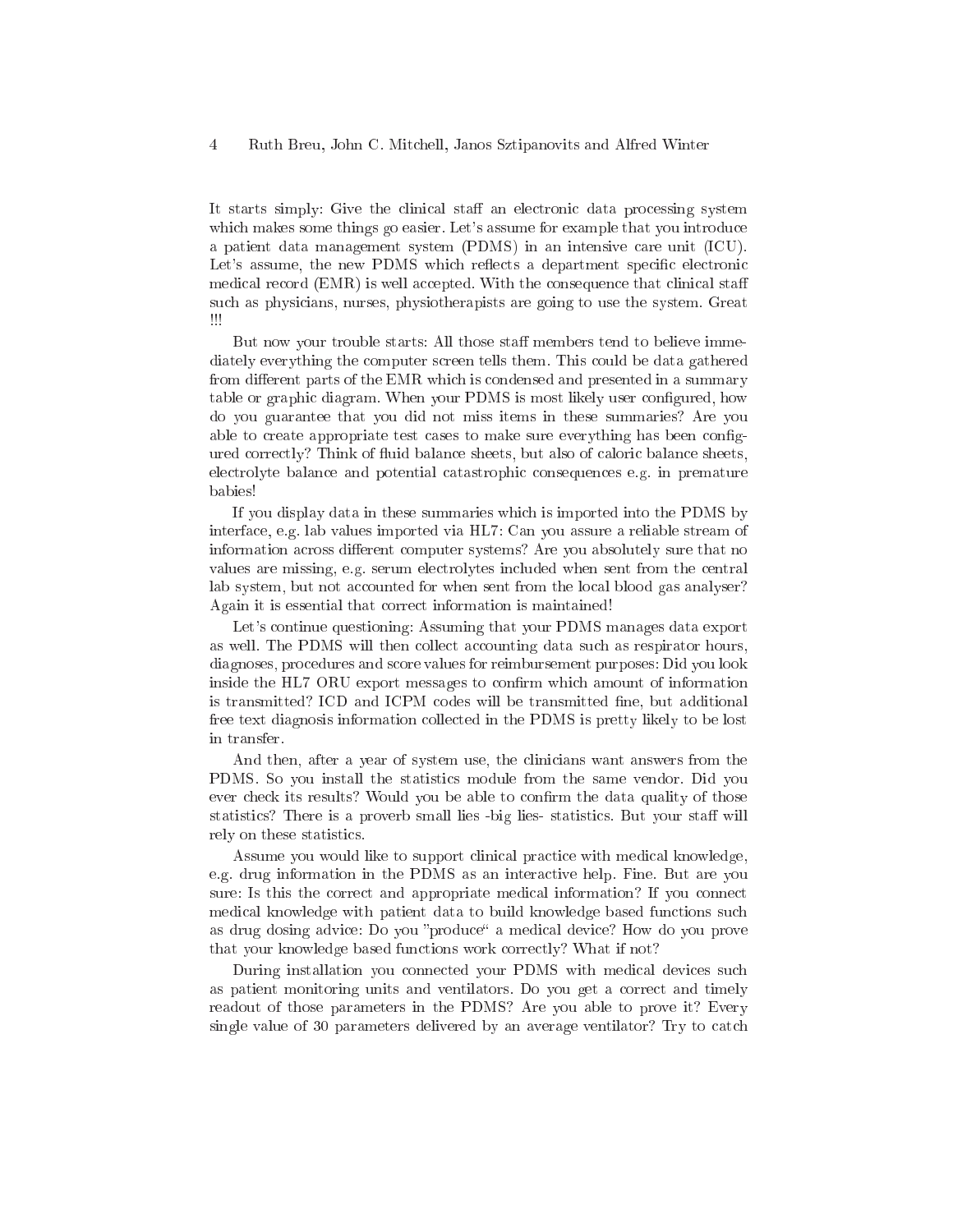It starts simply: Give the clinical staff an electronic data processing system which makes some things go easier. Let's assume for example that you introduce a patient data management system (PDMS) in an intensive care unit (ICU). Let's assume, the new PDMS which reflects a department specific electronic medical record (EMR) is well accepted. With the consequence that clinical staff such as physicians, nurses, physiotherapists are going to use the system. Great !!!

But now your trouble starts: All those staff members tend to believe immediately everything the computer screen tells them. This could be data gathered from different parts of the EMR which is condensed and presented in a summary table or graphic diagram. When your PDMS is most likely user configured, how do you guarantee that you did not miss items in these summaries? Are you able to create appropriate test cases to make sure everything has been configured correctly? Think of fluid balance sheets, but also of caloric balance sheets, electrolyte balance and potential catastrophic consequences e.g. in premature babies!

If you display data in these summaries which is imported into the PDMS by interface, e.g. lab values imported via HL7: Can you assure a reliable stream of information across different computer systems? Are you absolutely sure that no values are missing, e.g. serum electrolytes included when sent from the central lab system, but not accounted for when sent from the local blood gas analyser? Again it is essential that correct information is maintained!

Let's continue questioning: Assuming that your PDMS manages data export as well. The PDMS will then collect accounting data such as respirator hours, diagnoses, procedures and score values for reimbursement purposes: Did you look inside the HL7 ORU export messages to confirm which amount of information is transmitted? ICD and ICPM codes will be transmitted fine, but additional free text diagnosis information collected in the PDMS is pretty likely to be lost in transfer.

And then, after a year of system use, the clinicians want answers from the PDMS. So you install the statistics module from the same vendor. Did you ever check its results? Would you be able to confirm the data quality of those statistics? There is a proverb small lies -big lies- statistics. But your staff will rely on these statistics.

Assume you would like to support clinical practice with medical knowledge, e.g. drug information in the PDMS as an interactive help. Fine. But are you sure: Is this the correct and appropriate medical information? If you connect medical knowledge with patient data to build knowledge based functions such as drug dosing advice: Do you "produce" a medical device? How do you prove that your knowledge based functions work correctly? What if not?

During installation you connected your PDMS with medical devices such as patient monitoring units and ventilators. Do you get a correct and timely readout of those parameters in the PDMS? Are you able to prove it? Every single value of 30 parameters delivered by an average ventilator? Try to catch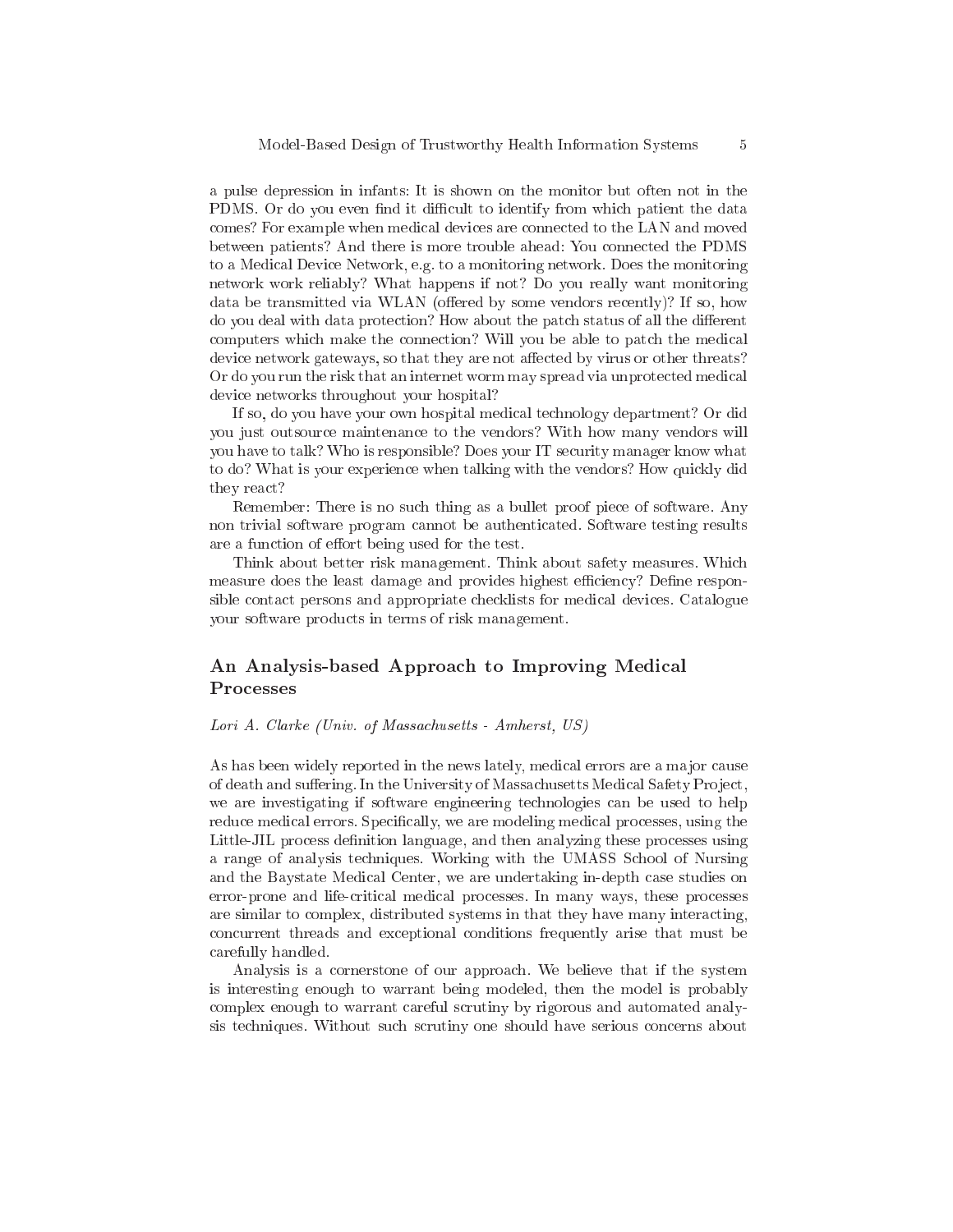a pulse depression in infants: It is shown on the monitor but often not in the PDMS. Or do you even find it difficult to identify from which patient the data comes? For example when medical devices are connected to the LAN and moved between patients? And there is more trouble ahead: You connected the PDMS to a Medical Device Network, e.g. to a monitoring network. Does the monitoring network work reliably? What happens if not? Do you really want monitoring data be transmitted via WLAN (offered by some vendors recently)? If so, how do you deal with data protection? How about the patch status of all the different computers which make the connection? Will you be able to patch the medical device network gateways, so that they are not affected by virus or other threats? Or do you run the risk that an internet worm may spread via unprotected medical device networks throughout your hospital?

If so, do you have your own hospital medical technology department? Or did you just outsource maintenance to the vendors? With how many vendors will you have to talk? Who is responsible? Does your IT security manager know what to do? What is your experience when talking with the vendors? How quickly did they react?

Remember: There is no such thing as a bullet proof piece of software. Any non trivial software program cannot be authenticated. Software testing results are a function of effort being used for the test.

Think about better risk management. Think about safety measures. Which measure does the least damage and provides highest efficiency? Define responsible contact persons and appropriate checklists for medical devices. Catalogue your software products in terms of risk management.

## An Analysis-based Approach to Improving Medical Processes

*Lori A. Clarke (Univ. of Massachusetts - Amherst, US)*

As has been widely reported in the news lately, medical errors are a major cause of death and suffering. In the University of Massachusetts Medical Safety Project, we are investigating if software engineering technologies can be used to help reduce medical errors. Specifically, we are modeling medical processes, using the Little-JIL process definition language, and then analyzing these processes using a range of analysis techniques. Working with the UMASS School of Nursing and the Baystate Medical Center, we are undertaking in-depth case studies on error-prone and life-critical medical processes. In many ways, these processes are similar to complex, distributed systems in that they have many interacting, concurrent threads and exceptional conditions frequently arise that must be carefully handled.

Analysis is a cornerstone of our approach. We believe that if the system is interesting enough to warrant being modeled, then the model is probably complex enough to warrant careful scrutiny by rigorous and automated analysis techniques. Without such scrutiny one should have serious concerns about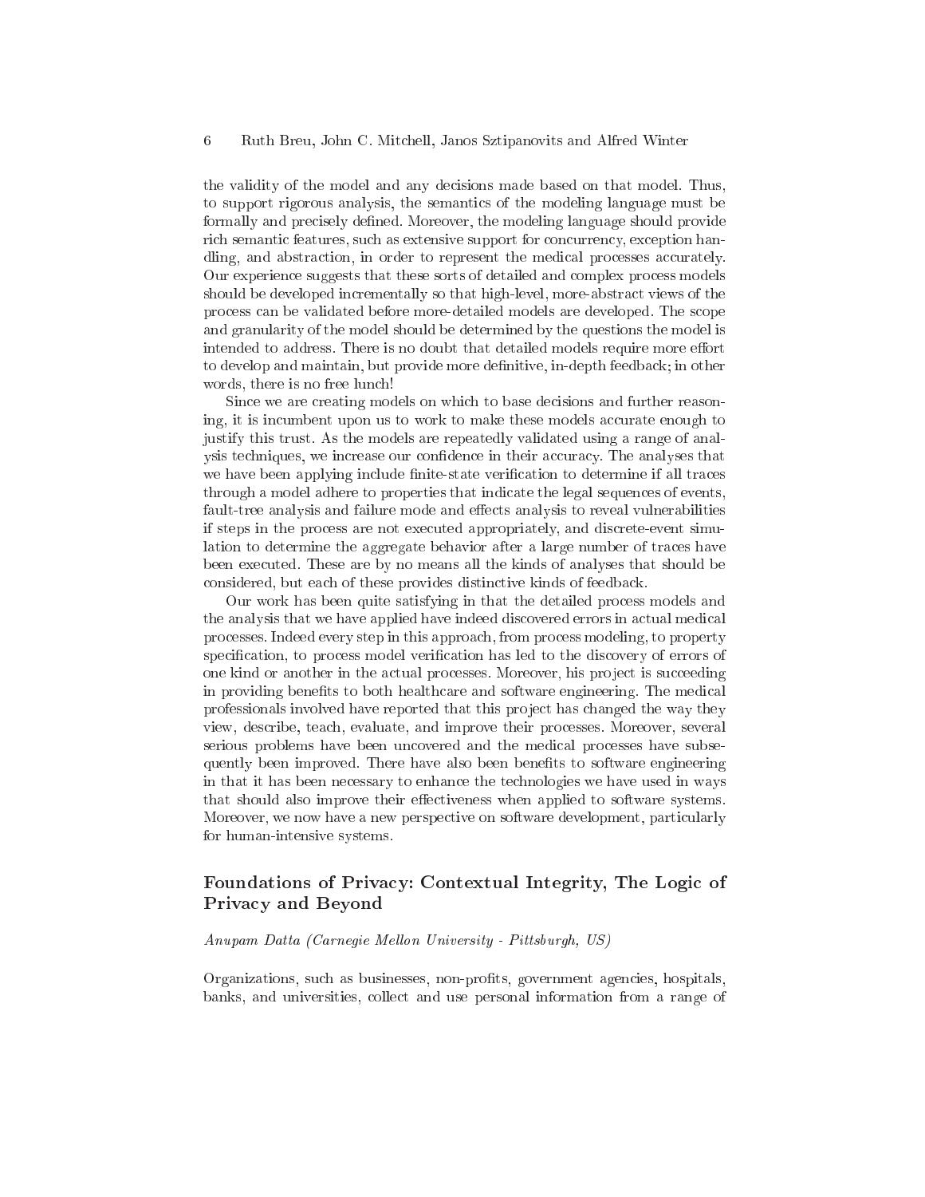the validity of the model and any decisions made based on that model. Thus, to support rigorous analysis, the semantics of the modeling language must be formally and precisely defined. Moreover, the modeling language should provide rich semantic features, such as extensive support for concurrency, exception handling, and abstraction, in order to represent the medical processes accurately. Our experience suggests that these sorts of detailed and complex process models should be developed incrementally so that high-level, more-abstract views of the process can be validated before more-detailed models are developed. The scope and granularity of the model should be determined by the questions the model is intended to address. There is no doubt that detailed models require more effort to develop and maintain, but provide more definitive, in-depth feedback; in other words, there is no free lunch!

Since we are creating models on which to base decisions and further reasoning, it is incumbent upon us to work to make these models accurate enough to justify this trust. As the models are repeatedly validated using a range of analysis techniques, we increase our confidence in their accuracy. The analyses that we have been applying include finite-state verification to determine if all traces through a model adhere to properties that indicate the legal sequences of events, fault-tree analysis and failure mode and effects analysis to reveal vulnerabilities if steps in the process are not executed appropriately, and discrete-event simulation to determine the aggregate behavior after a large number of traces have been executed. These are by no means all the kinds of analyses that should be considered, but each of these provides distinctive kinds of feedback.

Our work has been quite satisfying in that the detailed process models and the analysis that we have applied have indeed discovered errors in actual medical processes. Indeed every step in this approach, from process modeling, to property specification, to process model verification has led to the discovery of errors of one kind or another in the actual processes. Moreover, his project is succeeding in providing benefits to both healthcare and software engineering. The medical professionals involved have reported that this project has changed the way they view, describe, teach, evaluate, and improve their processes. Moreover, several serious problems have been uncovered and the medical processes have subsequently been improved. There have also been benefits to software engineering in that it has been necessary to enhance the technologies we have used in ways that should also improve their effectiveness when applied to software systems. Moreover, we now have a new perspective on software development, particularly for human-intensive systems.

## Foundations of Privacy: Contextual Integrity, The Logic of Privacy and Beyond

*Anupam Datta (Carnegie Mellon University - Pittsburgh, US)*

Organizations, such as businesses, non-profits, government agencies, hospitals, banks, and universities, collect and use personal information from a range of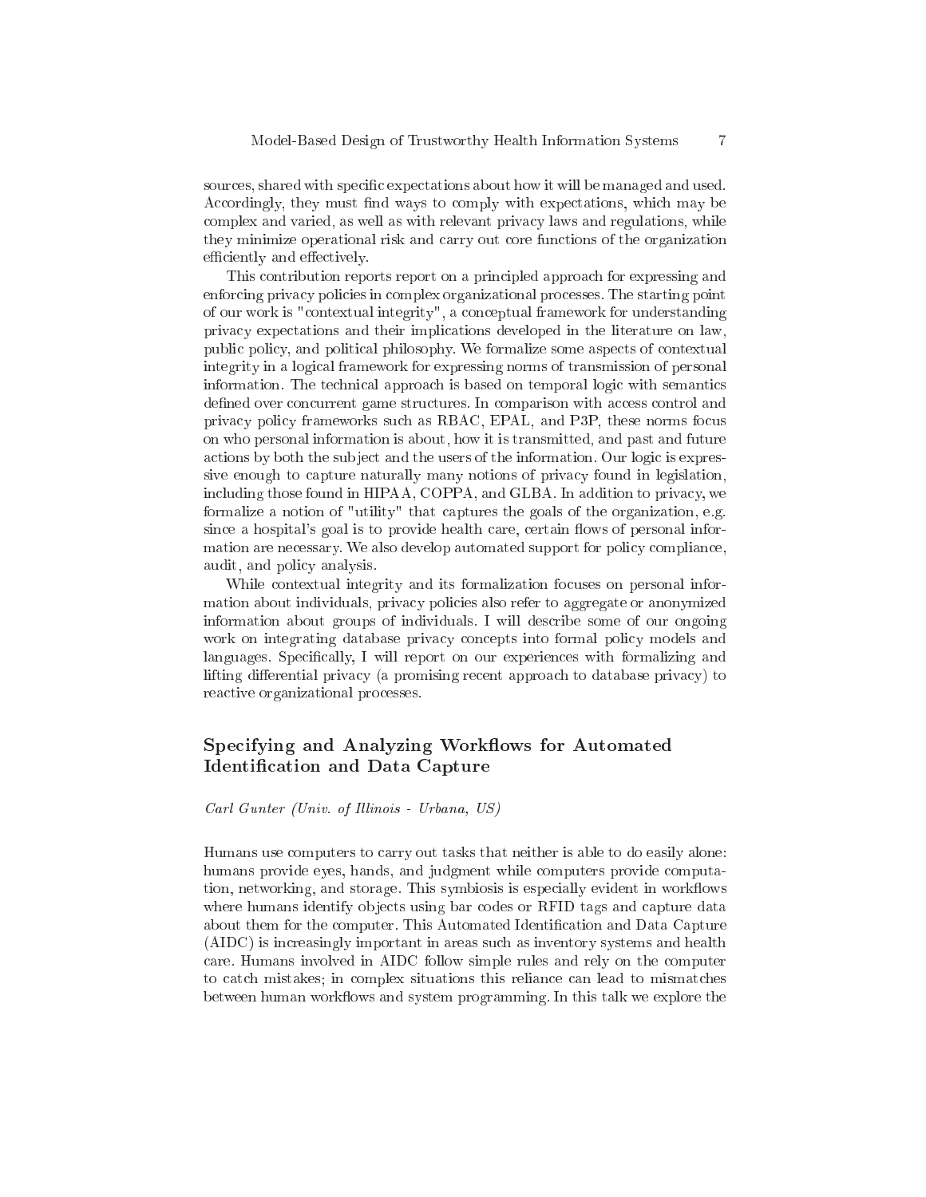sources, shared with specific expectations about how it will be managed and used. Accordingly, they must find ways to comply with expectations, which may be complex and varied, as well as with relevant privacy laws and regulations, while they minimize operational risk and carry out core functions of the organization efficiently and effectively.

This contribution reports report on a principled approach for expressing and enforcing privacy policies in complex organizational processes. The starting point of our work is "contextual integrity", a conceptual framework for understanding privacy expectations and their implications developed in the literature on law, public policy, and political philosophy. We formalize some aspects of contextual integrity in a logical framework for expressing norms of transmission of personal information. The technical approach is based on temporal logic with semantics defined over concurrent game structures. In comparison with access control and privacy policy frameworks such as RBAC, EPAL, and P3P, these norms focus on who personal information is about, how it is transmitted, and past and future actions by both the subject and the users of the information. Our logic is expressive enough to capture naturally many notions of privacy found in legislation, including those found in HIPAA, COPPA, and GLBA. In addition to privacy, we formalize a notion of "utility" that captures the goals of the organization, e.g. since a hospital's goal is to provide health care, certain flows of personal information are necessary. We also develop automated support for policy compliance, audit, and policy analysis.

While contextual integrity and its formalization focuses on personal information about individuals, privacy policies also refer to aggregate or anonymized information about groups of individuals. I will describe some of our ongoing work on integrating database privacy concepts into formal policy models and languages. Specifically, I will report on our experiences with formalizing and lifting differential privacy (a promising recent approach to database privacy) to reactive organizational processes.

## Specifying and Analyzing Workflows for Automated Identification and Data Capture

*Carl Gunter (Univ. of Illinois - Urbana, US)*

Humans use computers to carry out tasks that neither is able to do easily alone: humans provide eyes, hands, and judgment while computers provide computation, networking, and storage. This symbiosis is especially evident in workflows where humans identify objects using bar codes or RFID tags and capture data about them for the computer. This Automated Identification and Data Capture (AIDC) is increasingly important in areas such as inventory systems and health care. Humans involved in AIDC follow simple rules and rely on the computer to catch mistakes; in complex situations this reliance can lead to mismatches between human workflows and system programming. In this talk we explore the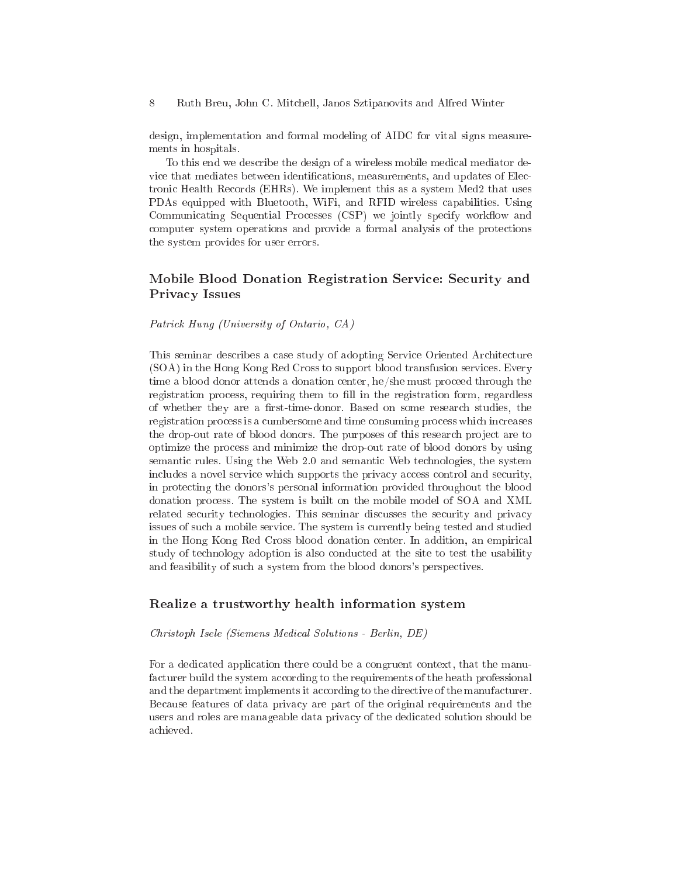design, implementation and formal modeling of AIDC for vital signs measurements in hospitals.

To this end we describe the design of a wireless mobile medical mediator device that mediates between identifications, measurements, and updates of Electronic Health Records (EHRs). We implement this as a system Med2 that uses PDAs equipped with Bluetooth, WiFi, and RFID wireless capabilities. Using Communicating Sequential Processes (CSP) we jointly specify workflow and computer system operations and provide a formal analysis of the protections the system provides for user errors.

## Mobile Blood Donation Registration Service: Security and Privacy Issues

*Patrick Hung (University of Ontario, CA)*

This seminar describes a case study of adopting Service Oriented Architecture (SOA) in the Hong Kong Red Cross to support blood transfusion services. Every time a blood donor attends a donation center, he/she must proceed through the registration process, requiring them to fill in the registration form, regardless of whether they are a first-time-donor. Based on some research studies, the registration process is a cumbersome and time consuming process which increases the drop-out rate of blood donors. The purposes of this research project are to optimize the process and minimize the drop-out rate of blood donors by using semantic rules. Using the Web 2.0 and semantic Web technologies, the system includes a novel service which supports the privacy access control and security, in protecting the donors's personal information provided throughout the blood donation process. The system is built on the mobile model of SOA and XML related security technologies. This seminar discusses the security and privacy issues of such a mobile service. The system is currently being tested and studied in the Hong Kong Red Cross blood donation center. In addition, an empirical study of technology adoption is also conducted at the site to test the usability and feasibility of such a system from the blood donors's perspectives.

## Realize a trustworthy health information system

*Christoph Isele (Siemens Medical Solutions - Berlin, DE)*

For a dedicated application there could be a congruent context, that the manufacturer build the system according to the requirements of the heath professional and the department implements it according to the directive of the manufacturer. Because features of data privacy are part of the original requirements and the users and roles are manageable data privacy of the dedicated solution should be achieved.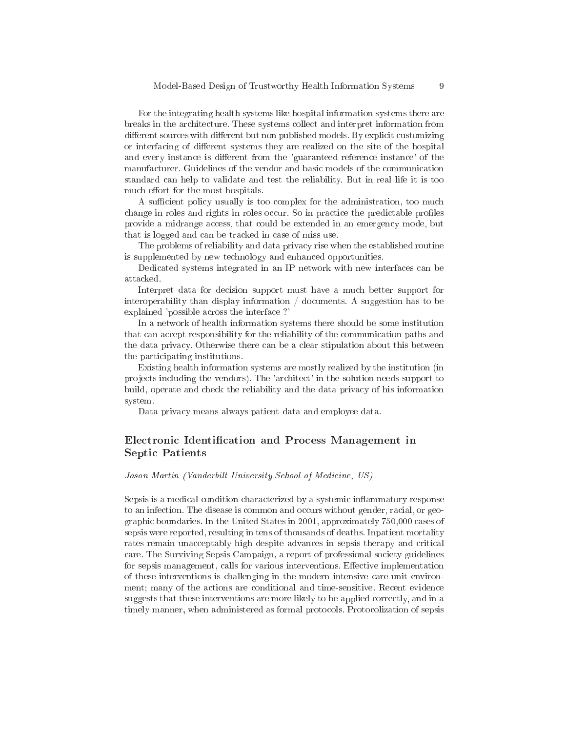For the integrating health systems like hospital information systems there are breaks in the architecture. These systems collect and interpret information from different sources with different but non published models. By explicit customizing or interfacing of different systems they are realized on the site of the hospital and every instance is different from the 'guaranteed reference instance' of the manufacturer. Guidelines of the vendor and basic models of the communication standard can help to validate and test the reliability. But in real life it is too much effort for the most hospitals.

A sufficient policy usually is too complex for the administration, too much change in roles and rights in roles occur. So in practice the predictable profiles provide a midrange access, that could be extended in an emergency mode, but that is logged and can be tracked in case of miss use.

The problems of reliability and data privacy rise when the established routine is supplemented by new technology and enhanced opportunities.

Dedicated systems integrated in an IP network with new interfaces can be attacked.

Interpret data for decision support must have a much better support for interoperability than display information / documents. A suggestion has to be explained 'possible across the interface ?'

In a network of health information systems there should be some institution that can accept responsibility for the reliability of the communication paths and the data privacy. Otherwise there can be a clear stipulation about this between the participating institutions.

Existing health information systems are mostly realized by the institution (in projects including the vendors). The 'architect' in the solution needs support to build, operate and check the reliability and the data privacy of his information system.

Data privacy means always patient data and employee data.

## Electronic Identification and Process Management in Septic Patients

*Jason Martin (Vanderbilt University School of Medicine, US)*

Sepsis is a medical condition characterized by a systemic inflammatory response to an infection. The disease is common and occurs without gender, racial, or geographic boundaries. In the United States in 2001, approximately 750,000 cases of sepsis were reported, resulting in tens of thousands of deaths. Inpatient mortality rates remain unacceptably high despite advances in sepsis therapy and critical care. The Surviving Sepsis Campaign, a report of professional society guidelines for sepsis management, calls for various interventions. Effective implementation of these interventions is challenging in the modern intensive care unit environment; many of the actions are conditional and time-sensitive. Recent evidence suggests that these interventions are more likely to be applied correctly, and in a timely manner, when administered as formal protocols. Protocolization of sepsis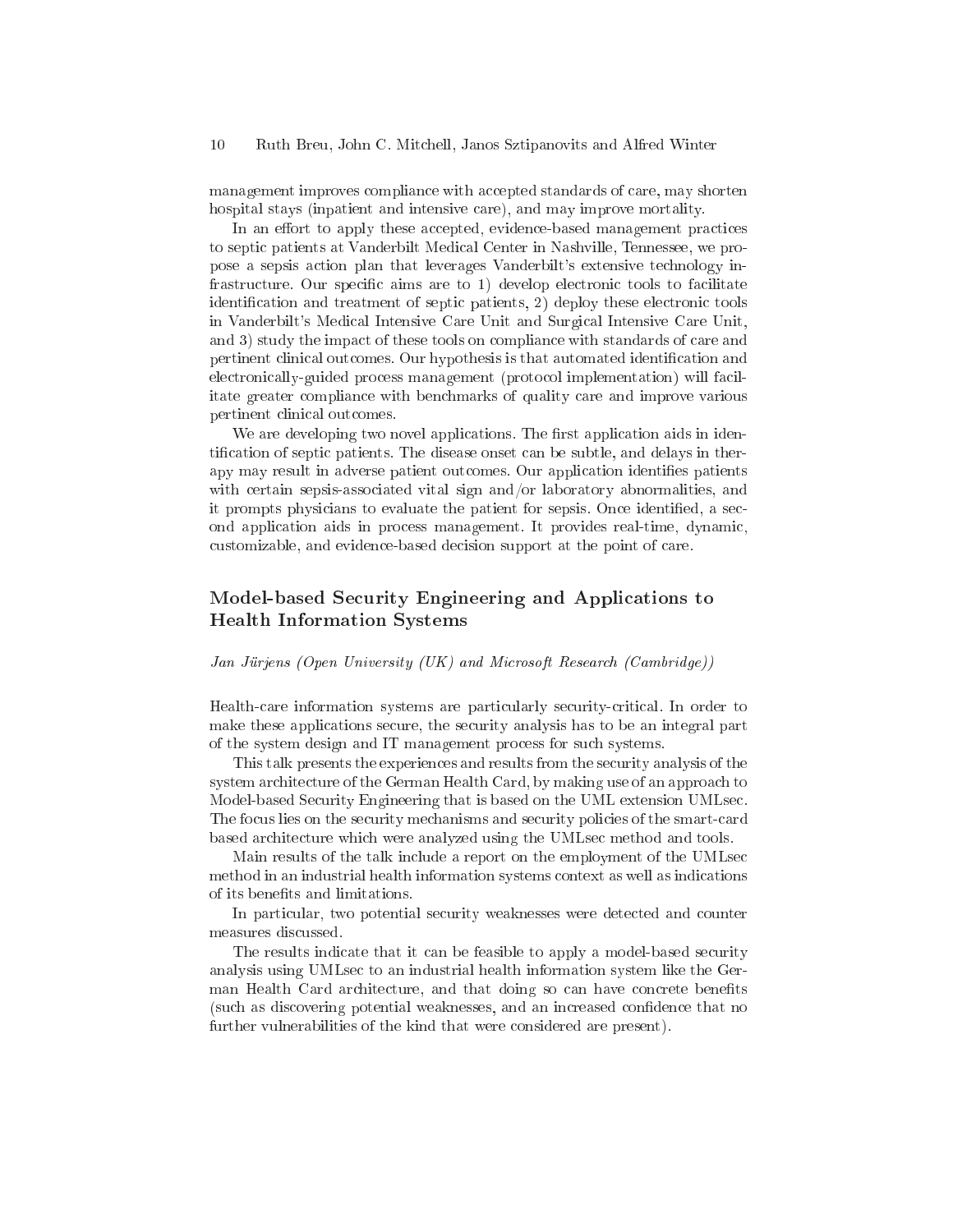management improves compliance with accepted standards of care, may shorten hospital stays (inpatient and intensive care), and may improve mortality.

In an effort to apply these accepted, evidence-based management practices to septic patients at Vanderbilt Medical Center in Nashville, Tennessee, we propose a sepsis action plan that leverages Vanderbilt's extensive technology infrastructure. Our specific aims are to 1) develop electronic tools to facilitate identification and treatment of septic patients, 2) deploy these electronic tools in Vanderbilt's Medical Intensive Care Unit and Surgical Intensive Care Unit, and 3) study the impact of these tools on compliance with standards of care and pertinent clinical outcomes. Our hypothesis is that automated identification and electronically-guided process management (protocol implementation) will facilitate greater compliance with benchmarks of quality care and improve various pertinent clinical outcomes.

We are developing two novel applications. The first application aids in identification of septic patients. The disease onset can be subtle, and delays in therapy may result in adverse patient outcomes. Our application identifies patients with certain sepsis-associated vital sign and/or laboratory abnormalities, and it prompts physicians to evaluate the patient for sepsis. Once identified, a second application aids in process management. It provides real-time, dynamic, customizable, and evidence-based decision support at the point of care.

## Model-based Security Engineering and Applications to Health Information Systems

*Jan Jürjens (Open University (UK) and Microsoft Research (Cambridge))*

Health-care information systems are particularly security-critical. In order to make these applications secure, the security analysis has to be an integral part of the system design and IT management process for such systems.

This talk presents the experiences and results from the security analysis of the system architecture of the German Health Card, by making use of an approach to Model-based Security Engineering that is based on the UML extension UMLsec. The focus lies on the security mechanisms and security policies of the smart-card based architecture which were analyzed using the UMLsec method and tools.

Main results of the talk include a report on the employment of the UMLsec method in an industrial health information systems context as well as indications of its benefits and limitations.

In particular, two potential security weaknesses were detected and counter measures discussed.

The results indicate that it can be feasible to apply a model-based security analysis using UMLsec to an industrial health information system like the German Health Card architecture, and that doing so can have concrete benefits (such as discovering potential weaknesses, and an increased confidence that no further vulnerabilities of the kind that were considered are present).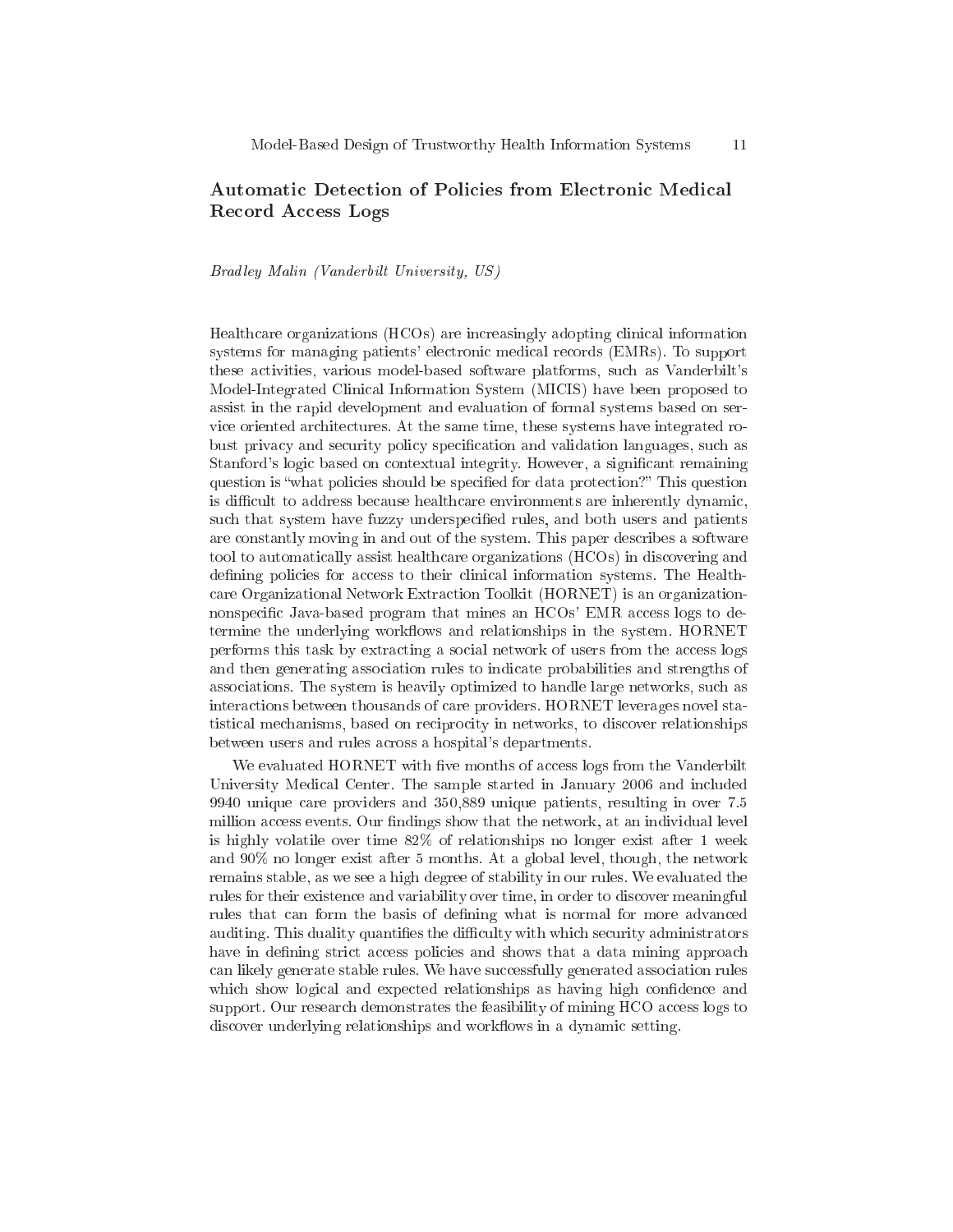## Automatic Detection of Policies from Electronic Medical Record Access Logs

*Bradley Malin (Vanderbilt University, US)*

Healthcare organizations (HCOs) are increasingly adopting clinical information systems for managing patients' electronic medical records (EMRs). To support these activities, various model-based software platforms, such as Vanderbilt's Model-Integrated Clinical Information System (MICIS) have been proposed to assist in the rapid development and evaluation of formal systems based on service oriented architectures. At the same time, these systems have integrated robust privacy and security policy specification and validation languages, such as Stanford's logic based on contextual integrity. However, a significant remaining question is "what policies should be specified for data protection?" This question is difficult to address because healthcare environments are inherently dynamic, such that system have fuzzy underspecified rules, and both users and patients are constantly moving in and out of the system. This paper describes a software tool to automatically assist healthcare organizations (HCOs) in discovering and defining policies for access to their clinical information systems. The Healthcare Organizational Network Extraction Toolkit (HORNET) is an organization-nonspecific Java-based program that mines an HCOs' EMR access logs to determine the underlying workflows and relationships in the system. HORNET performs this task by extracting a social network of users from the access logs and then generating association rules to indicate probabilities and strengths of associations. The system is heavily optimized to handle large networks, such as interactions between thousands of care providers. HORNET leverages novel statistical mechanisms, based on reciprocity in networks, to discover relationships between users and rules across a hospital's departments.

We evaluated HORNET with five months of access logs from the Vanderbilt University Medical Center. The sample started in January 2006 and included 9940 unique care providers and 350,889 unique patients, resulting in over 7.5 million access events. Our findings show that the network, at an individual level is highly volatile over time 82% of relationships no longer exist after 1 week and 90% no longer exist after 5 months. At a global level, though, the network remains stable, as we see a high degree of stability in our rules. We evaluated the rules for their existence and variability over time, in order to discover meaningful rules that can form the basis of defining what is normal for more advanced auditing. This duality quantifies the difficulty with which security administrators have in defining strict access policies and shows that a data mining approach can likely generate stable rules. We have successfully generated association rules which show logical and expected relationships as having high confidence and support. Our research demonstrates the feasibility of mining HCO access logs to discover underlying relationships and workflows in a dynamic setting.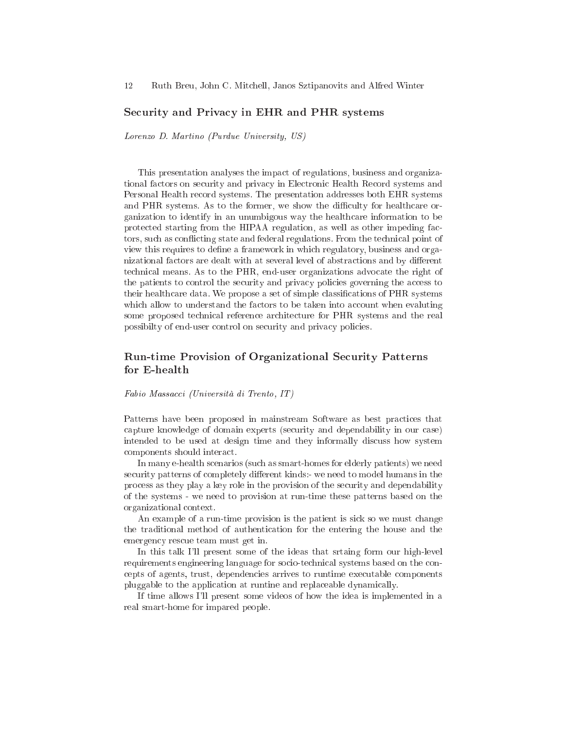## Security and Privacy in EHR and PHR systems

*Lorenzo D. Martino (Purdue University, US)*

This presentation analyses the impact of regulations, business and organizational factors on security and privacy in Electronic Health Record systems and Personal Health record systems. The presentation addresses both EHR systems and PHR systems. As to the former, we show the difficulty for healthcare organization to identify in an unumbigous way the healthcare information to be protected starting from the HIPAA regulation, as well as other impeding factors, such as conflicting state and federal regulations. From the technical point of view this requires to define a framework in which regulatory, business and organizational factors are dealt with at several level of abstractions and by different technical means. As to the PHR, end-user organizations advocate the right of the patients to control the security and privacy policies governing the access to their healthcare data. We propose a set of simple classifications of PHR systems which allow to understand the factors to be taken into account when evaluting some proposed technical reference architecture for PHR systems and the real possibilty of end-user control on security and privacy policies.

## Run-time Provision of Organizational Security Patterns for E-health

*Fabio Massacci (Università di Trento, IT)*

Patterns have been proposed in mainstream Software as best practices that capture knowledge of domain experts (security and dependability in our case) intended to be used at design time and they informally discuss how system components should interact.

In many e-health scenarios (such as smart-homes for elderly patients) we need security patterns of completely different kinds:- we need to model humans in the process as they play a key role in the provision of the security and dependability of the systems - we need to provision at run-time these patterns based on the organizational context.

An example of a run-time provision is the patient is sick so we must change the traditional method of authentication for the entering the house and the emergency rescue team must get in.

In this talk I'll present some of the ideas that srtaing form our high-level requirements engineering language for socio-technical systems based on the concepts of agents, trust, dependencies arrives to runtime executable components pluggable to the application at runtine and replaceable dynamically.

If time allows I'll present some videos of how the idea is implemented in a real smart-home for impared people.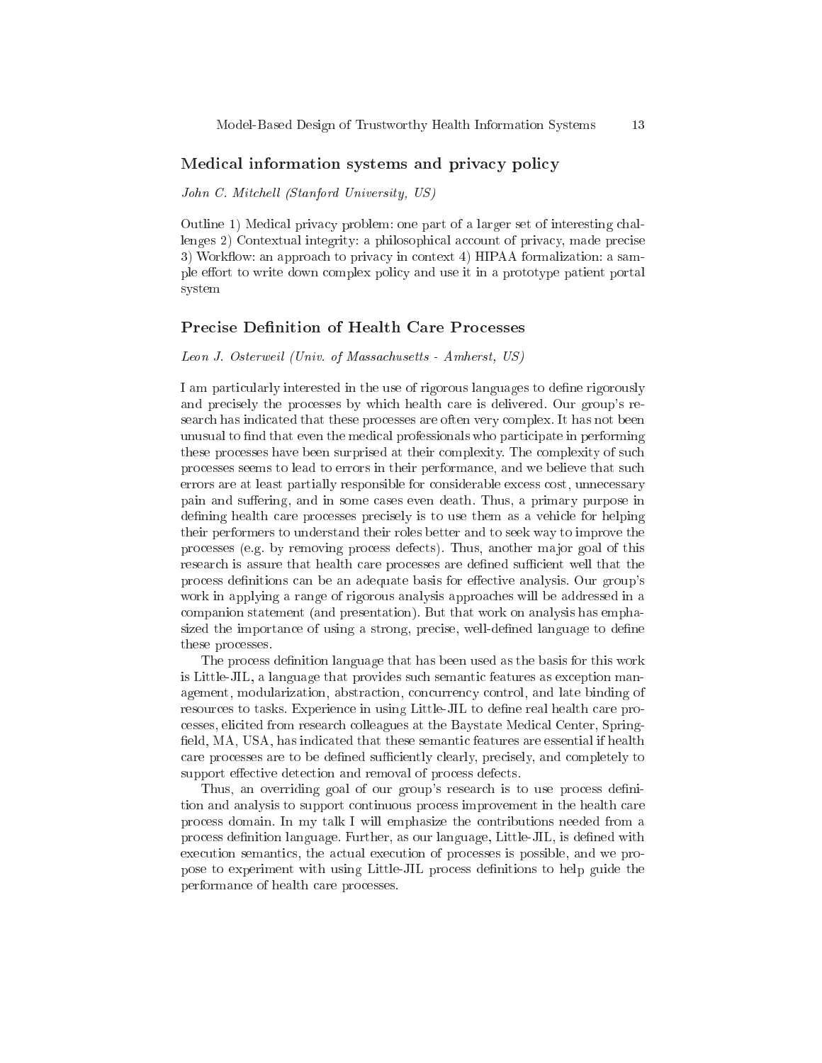## Medical information systems and privacy policy

*John C. Mitchell (Stanford University, US)*

Outline 1) Medical privacy problem: one part of a larger set of interesting challenges 2) Contextual integrity: a philosophical account of privacy, made precise 3) Workflow: an approach to privacy in context 4) HIPAA formalization: a sample effort to write down complex policy and use it in a prototype patient portal system

## Precise Definition of Health Care Processes

*Leon J. Osterweil (Univ. of Massachusetts - Amherst, US)*

I am particularly interested in the use of rigorous languages to define rigorously and precisely the processes by which health care is delivered. Our group's research has indicated that these processes are often very complex. It has not been unusual to find that even the medical professionals who participate in performing these processes have been surprised at their complexity. The complexity of such processes seems to lead to errors in their performance, and we believe that such errors are at least partially responsible for considerable excess cost, unnecessary pain and suffering, and in some cases even death. Thus, a primary purpose in defining health care processes precisely is to use them as a vehicle for helping their performers to understand their roles better and to seek way to improve the processes (e.g. by removing process defects). Thus, another major goal of this research is assure that health care processes are defined sufficient well that the process definitions can be an adequate basis for effective analysis. Our group's work in applying a range of rigorous analysis approaches will be addressed in a companion statement (and presentation). But that work on analysis has emphasized the importance of using a strong, precise, well-defined language to define these processes.

The process definition language that has been used as the basis for this work is Little-JIL, a language that provides such semantic features as exception management, modularization, abstraction, concurrency control, and late binding of resources to tasks. Experience in using Little-JIL to define real health care processes, elicited from research colleagues at the Baystate Medical Center, Springfield, MA, USA, has indicated that these semantic features are essential if health care processes are to be defined sufficiently clearly, precisely, and completely to support effective detection and removal of process defects.

Thus, an overriding goal of our group's research is to use process definition and analysis to support continuous process improvement in the health care process domain. In my talk I will emphasize the contributions needed from a process definition language. Further, as our language, Little-JIL, is defined with execution semantics, the actual execution of processes is possible, and we propose to experiment with using Little-JIL process definitions to help guide the performance of health care processes.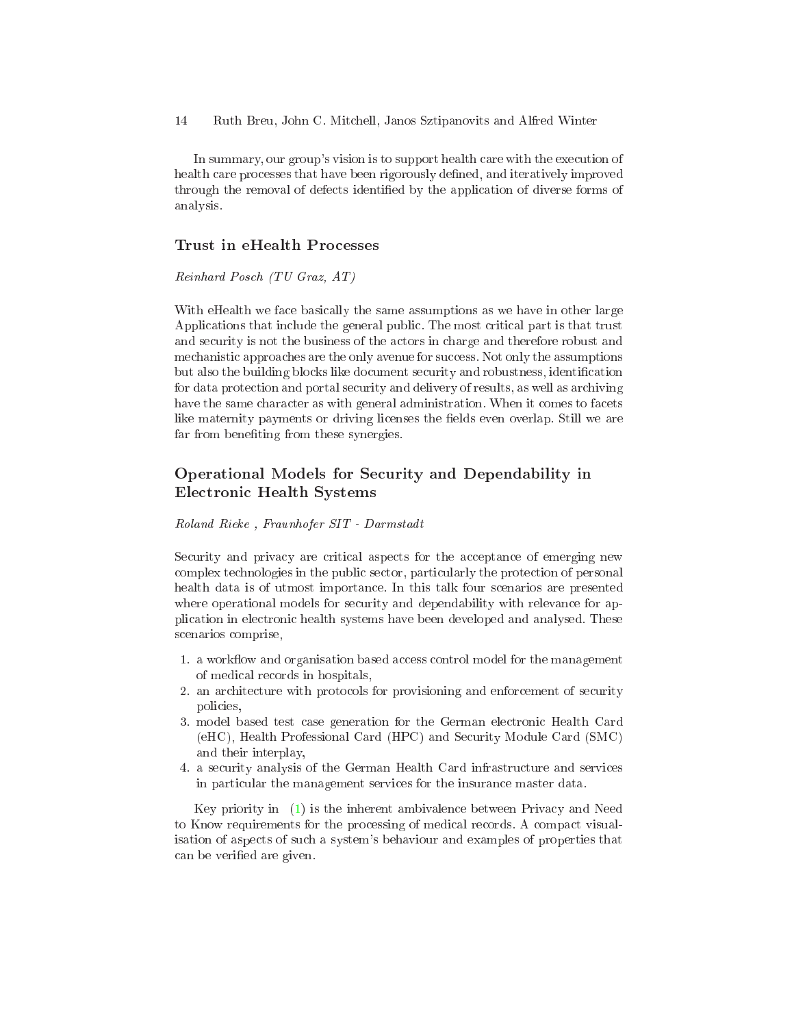In summary, our group's vision is to support health care with the execution of health care processes that have been rigorously defined, and iteratively improved through the removal of defects identified by the application of diverse forms of analysis.

## Trust in eHealth Processes

*Reinhard Posch (TU Graz, AT)*

With eHealth we face basically the same assumptions as we have in other large Applications that include the general public. The most critical part is that trust and security is not the business of the actors in charge and therefore robust and mechanistic approaches are the only avenue for success. Not only the assumptions but also the building blocks like document security and robustness, identification for data protection and portal security and delivery of results, as well as archiving have the same character as with general administration. When it comes to facets like maternity payments or driving licenses the fields even overlap. Still we are far from benefiting from these synergies.

## Operational Models for Security and Dependability in Electronic Health Systems

*Roland Rieke , Fraunhofer SIT - Darmstadt*

Security and privacy are critical aspects for the acceptance of emerging new complex technologies in the public sector, particularly the protection of personal health data is of utmost importance. In this talk four scenarios are presented where operational models for security and dependability with relevance for application in electronic health systems have been developed and analysed. These scenarios comprise,

1. a workflow and organisation based access control model for the management of medical records in hospitals,
2. an architecture with protocols for provisioning and enforcement of security policies,
3. model based test case generation for the German electronic Health Card (eHC), Health Professional Card (HPC) and Security Module Card (SMC) and their interplay,
4. a security analysis of the German Health Card infrastructure and services in particular the management services for the insurance master data.

Key priority in (1) is the inherent ambivalence between Privacy and Need to Know requirements for the processing of medical records. A compact visualisation of aspects of such a system's behaviour and examples of properties that can be verified are given.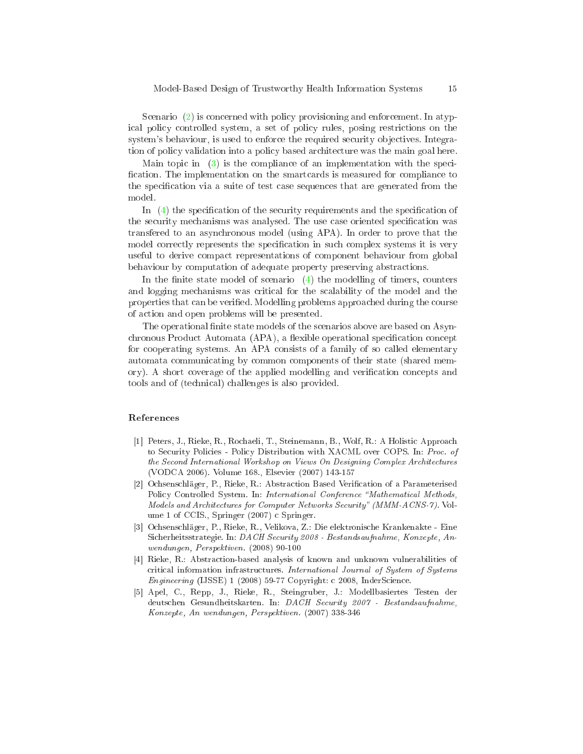Scenario (2) is concerned with policy provisioning and enforcement. In atypical policy controlled system, a set of policy rules, posing restrictions on the system's behaviour, is used to enforce the required security objectives. Integration of policy validation into a policy based architecture was the main goal here.

Main topic in (3) is the compliance of an implementation with the specification. The implementation on the smartcards is measured for compliance to the specification via a suite of test case sequences that are generated from the model.

In (4) the specification of the security requirements and the specification of the security mechanisms was analysed. The use case oriented specification was transfered to an asynchronous model (using APA). In order to prove that the model correctly represents the specification in such complex systems it is very useful to derive compact representations of component behaviour from global behaviour by computation of adequate property preserving abstractions.

In the finite state model of scenario (4) the modelling of timers, counters and logging mechanisms was critical for the scalability of the model and the properties that can be verified. Modelling problems approached during the course of action and open problems will be presented.

The operational finite state models of the scenarios above are based on Asynchronous Product Automata (APA), a flexible operational specification concept for cooperating systems. An APA consists of a family of so called elementary automata communicating by common components of their state (shared memory). A short coverage of the applied modelling and verification concepts and tools and of (technical) challenges is also provided.

## References

[1] Peters, J., Rieke, R., Rochaeli, T., Steinemann, B., Wolf, R.: A Holistic Approach to Security Policies - Policy Distribution with XACML over COPS. In: *Proc. of the Second International Workshop on Views On Designing Complex Architectures* (VODCA 2006). Volume 168., Elsevier (2007) 143-157

[2] Ochsenschläger, P., Rieke, R.: Abstraction Based Verification of a Parameterised Policy Controlled System. In: *International Conference "Mathematical Methods, Models and Architectures for Computer Networks Security" (MMM-ACNS-7)*. Volume 1 of CCIS., Springer (2007) c Springer.

[3] Ochsenschläger, P., Rieke, R., Velikova, Z.: Die elektronische Krankenakte - Eine Sicherheitsstrategie. In: *DACH Security 2008 - Bestandsaufnahme, Konzepte, Anwendungen, Perspektiven.* (2008) 90-100

[4] Rieke, R.: Abstraction-based analysis of known and unknown vulnerabilities of critical information infrastructures. *International Journal of System of Systems Engineering* (IJSSE) 1 (2008) 59-77 Copyright: c 2008, InderScience.

[5] Apel, C., Repp, J., Rieke, R., Steingruber, J.: Modellbasiertes Testen der deutschen Gesundheitskarten. In: *DACH Security 2007 - Bestandsaufnahme, Konzepte, An wendungen, Perspektiven.* (2007) 338-346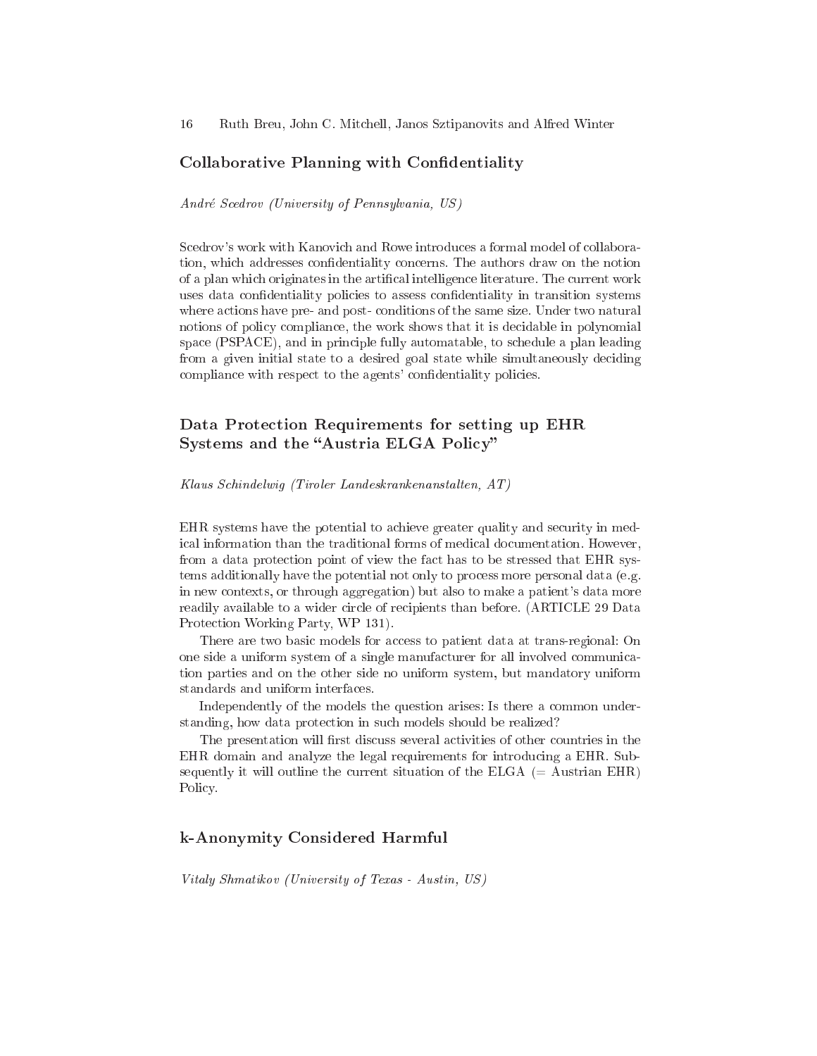## Collaborative Planning with Confidentiality

*André Scedrov (University of Pennsylvania, US)*

Scedrov's work with Kanovich and Rowe introduces a formal model of collaboration, which addresses confidentiality concerns. The authors draw on the notion of a plan which originates in the artifical intelligence literature. The current work uses data confidentiality policies to assess confidentiality in transition systems where actions have pre- and post- conditions of the same size. Under two natural notions of policy compliance, the work shows that it is decidable in polynomial space (PSPACE), and in principle fully automatable, to schedule a plan leading from a given initial state to a desired goal state while simultaneously deciding compliance with respect to the agents' confidentiality policies.

## Data Protection Requirements for setting up EHR Systems and the "Austria ELGA Policy"

*Klaus Schindelwig (Tiroler Landeskrankenanstalten, AT)*

EHR systems have the potential to achieve greater quality and security in medical information than the traditional forms of medical documentation. However, from a data protection point of view the fact has to be stressed that EHR systems additionally have the potential not only to process more personal data (e.g. in new contexts, or through aggregation) but also to make a patient's data more readily available to a wider circle of recipients than before. (ARTICLE 29 Data Protection Working Party, WP 131).

There are two basic models for access to patient data at trans-regional: On one side a uniform system of a single manufacturer for all involved communication parties and on the other side no uniform system, but mandatory uniform standards and uniform interfaces.

Independently of the models the question arises: Is there a common understanding, how data protection in such models should be realized?

The presentation will first discuss several activities of other countries in the EHR domain and analyze the legal requirements for introducing a EHR. Subsequently it will outline the current situation of the ELGA (= Austrian EHR) Policy.

## k-Anonymity Considered Harmful

*Vitaly Shmatikov (University of Texas - Austin, US)*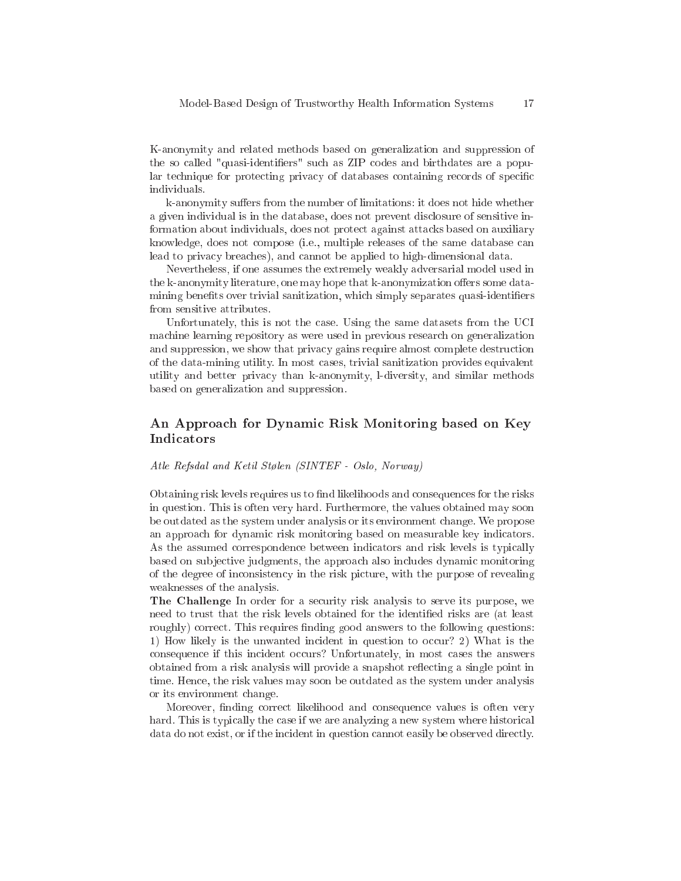K-anonymity and related methods based on generalization and suppression of the so called "quasi-identifiers" such as ZIP codes and birthdates are a popular technique for protecting privacy of databases containing records of specific individuals.

k-anonymity suffers from the number of limitations: it does not hide whether a given individual is in the database, does not prevent disclosure of sensitive information about individuals, does not protect against attacks based on auxiliary knowledge, does not compose (i.e., multiple releases of the same database can lead to privacy breaches), and cannot be applied to high-dimensional data.

Nevertheless, if one assumes the extremely weakly adversarial model used in the k-anonymity literature, one may hope that k-anonymization offers some data-mining benefits over trivial sanitization, which simply separates quasi-identifiers from sensitive attributes.

Unfortunately, this is not the case. Using the same datasets from the UCI machine learning repository as were used in previous research on generalization and suppression, we show that privacy gains require almost complete destruction of the data-mining utility. In most cases, trivial sanitization provides equivalent utility and better privacy than k-anonymity, l-diversity, and similar methods based on generalization and suppression.

## An Approach for Dynamic Risk Monitoring based on Key Indicators

*Atle Refsdal and Ketil Stølen (SINTEF - Oslo, Norway)*

Obtaining risk levels requires us to find likelihoods and consequences for the risks in question. This is often very hard. Furthermore, the values obtained may soon be outdated as the system under analysis or its environment change. We propose an approach for dynamic risk monitoring based on measurable key indicators. As the assumed correspondence between indicators and risk levels is typically based on subjective judgments, the approach also includes dynamic monitoring of the degree of inconsistency in the risk picture, with the purpose of revealing weaknesses of the analysis.

**The Challenge** In order for a security risk analysis to serve its purpose, we need to trust that the risk levels obtained for the identified risks are (at least roughly) correct. This requires finding good answers to the following questions: 1) How likely is the unwanted incident in question to occur? 2) What is the consequence if this incident occurs? Unfortunately, in most cases the answers obtained from a risk analysis will provide a snapshot reflecting a single point in time. Hence, the risk values may soon be outdated as the system under analysis or its environment change.

Moreover, finding correct likelihood and consequence values is often very hard. This is typically the case if we are analyzing a new system where historical data do not exist, or if the incident in question cannot easily be observed directly.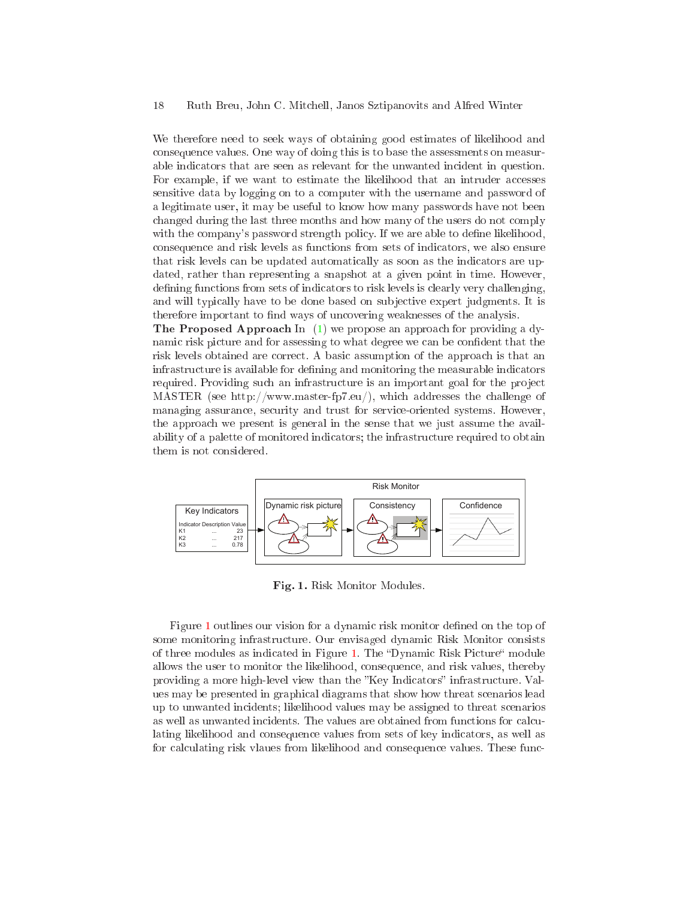We therefore need to seek ways of obtaining good estimates of likelihood and consequence values. One way of doing this is to base the assessments on measurable indicators that are seen as relevant for the unwanted incident in question. For example, if we want to estimate the likelihood that an intruder accesses sensitive data by logging on to a computer with the username and password of a legitimate user, it may be useful to know how many passwords have not been changed during the last three months and how many of the users do not comply with the company's password strength policy. If we are able to define likelihood, consequence and risk levels as functions from sets of indicators, we also ensure that risk levels can be updated automatically as soon as the indicators are updated, rather than representing a snapshot at a given point in time. However, defining functions from sets of indicators to risk levels is clearly very challenging, and will typically have to be done based on subjective expert judgments. It is therefore important to find ways of uncovering weaknesses of the analysis.

**The Proposed Approach** In (1) we propose an approach for providing a dynamic risk picture and for assessing to what degree we can be confident that the risk levels obtained are correct. A basic assumption of the approach is that an infrastructure is available for defining and monitoring the measurable indicators required. Providing such an infrastructure is an important goal for the project MASTER (see http://www.master-fp7.eu/), which addresses the challenge of managing assurance, security and trust for service-oriented systems. However, the approach we present is general in the sense that we just assume the availability of a palette of monitored indicators; the infrastructure required to obtain them is not considered.

Key Indicators
Indicator Description Value
K1 ... 23
K2 ... 217
K3 ... 0.78

Risk Monitor
Dynamic risk picture
Consistency
Confidence

**Fig. 1.** Risk Monitor Modules.

Figure 1 outlines our vision for a dynamic risk monitor defined on the top of some monitoring infrastructure. Our envisaged dynamic Risk Monitor consists of three modules as indicated in Figure 1. The "Dynamic Risk Picture" module allows the user to monitor the likelihood, consequence, and risk values, thereby providing a more high-level view than the "Key Indicators" infrastructure. Values may be presented in graphical diagrams that show how threat scenarios lead up to unwanted incidents; likelihood values may be assigned to threat scenarios as well as unwanted incidents. The values are obtained from functions for calculating likelihood and consequence values from sets of key indicators, as well as for calculating risk vlaues from likelihood and consequence values. These func-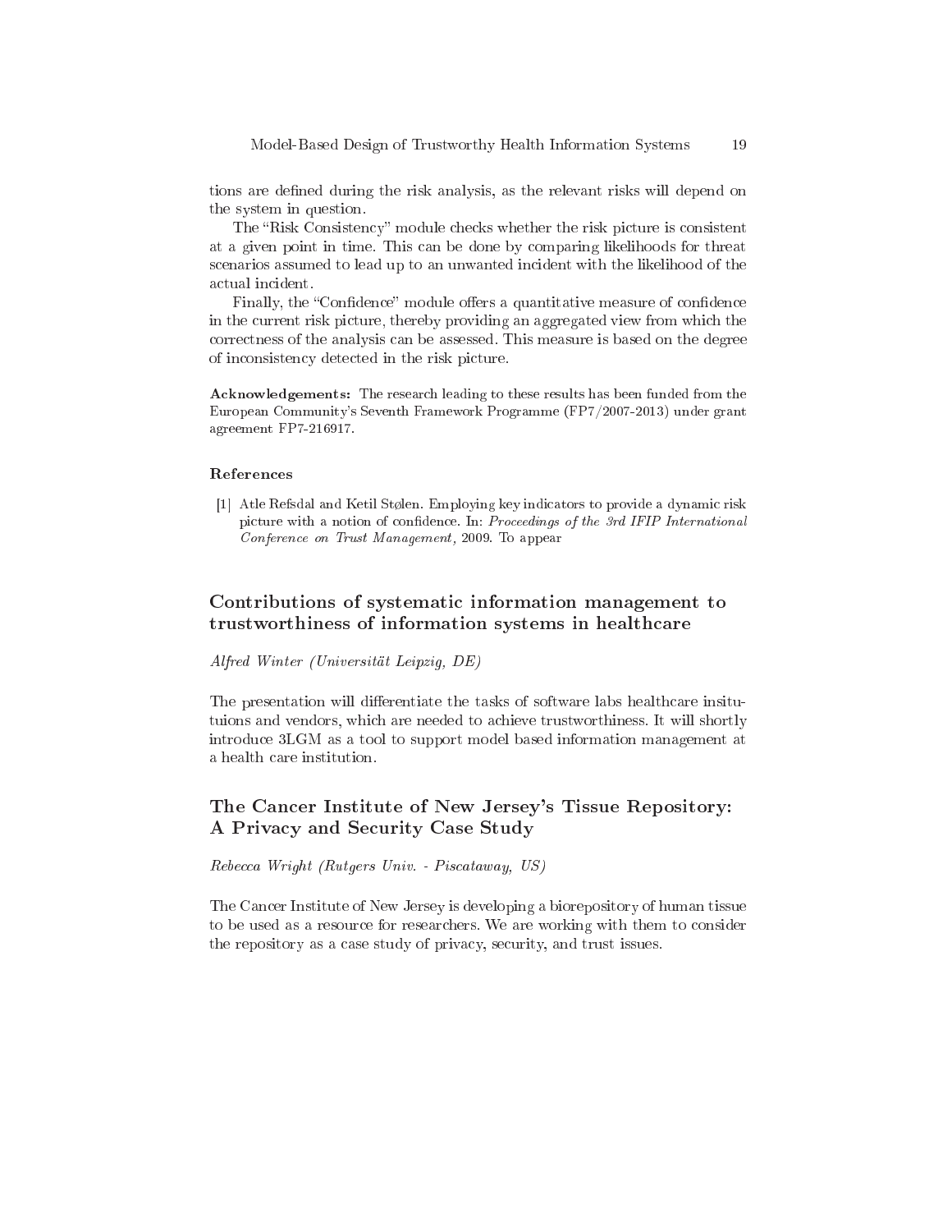tions are defined during the risk analysis, as the relevant risks will depend on the system in question.

The "Risk Consistency" module checks whether the risk picture is consistent at a given point in time. This can be done by comparing likelihoods for threat scenarios assumed to lead up to an unwanted incident with the likelihood of the actual incident.

Finally, the "Confidence" module offers a quantitative measure of confidence in the current risk picture, thereby providing an aggregated view from which the correctness of the analysis can be assessed. This measure is based on the degree of inconsistency detected in the risk picture.

**Acknowledgements:** The research leading to these results has been funded from the European Community's Seventh Framework Programme (FP7/2007-2013) under grant agreement FP7-216917.

### References

[1] Atle Refsdal and Ketil Stølen. Employing key indicators to provide a dynamic risk picture with a notion of confidence. In: *Proceedings of the 3rd IFIP International Conference on Trust Management,* 2009. To appear

## Contributions of systematic information management to trustworthiness of information systems in healthcare

*Alfred Winter (Universität Leipzig, DE)*

The presentation will differentiate the tasks of software labs healthcare insitutuions and vendors, which are needed to achieve trustworthiness. It will shortly introduce 3LGM as a tool to support model based information management at a health care institution.

## The Cancer Institute of New Jersey's Tissue Repository: A Privacy and Security Case Study

*Rebecca Wright (Rutgers Univ. - Piscataway, US)*

The Cancer Institute of New Jersey is developing a biorepository of human tissue to be used as a resource for researchers. We are working with them to consider the repository as a case study of privacy, security, and trust issues.